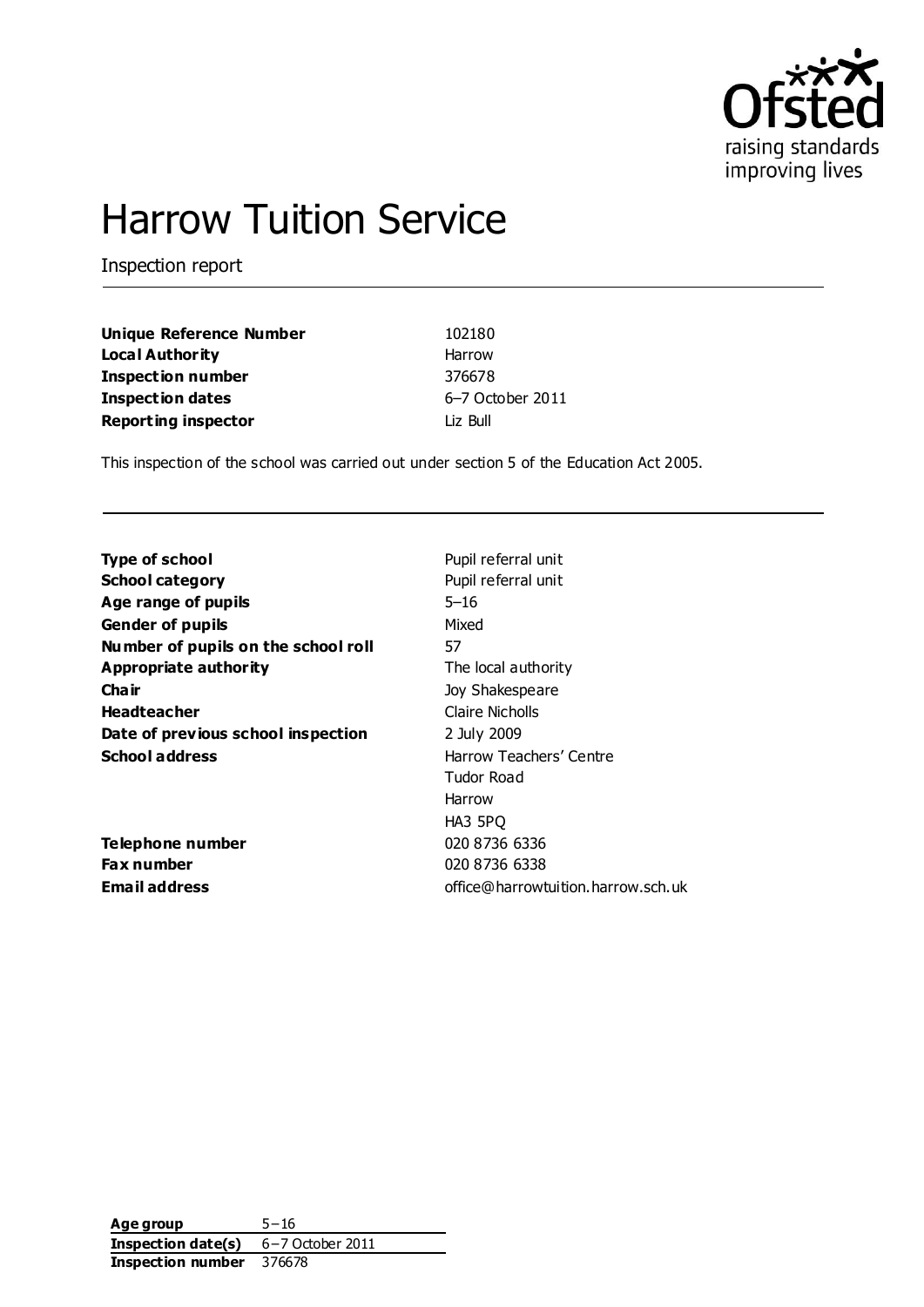# Harrow Tuition Service

Inspection report

| | |
|---|---|
| **Unique Reference Number** | 102180 |
| **Local Authority** | Harrow |
| **Inspection number** | 376678 |
| **Inspection dates** | 6–7 October 2011 |
| **Reporting inspector** | Liz Bull |

This inspection of the school was carried out under section 5 of the Education Act 2005.

| | |
|---|---|
| **Type of school** | Pupil referral unit |
| **School category** | Pupil referral unit |
| **Age range of pupils** | 5–16 |
| **Gender of pupils** | Mixed |
| **Number of pupils on the school roll** | 57 |
| **Appropriate authority** | The local authority |
| **Chair** | Joy Shakespeare |
| **Headteacher** | Claire Nicholls |
| **Date of previous school inspection** | 2 July 2009 |
| **School address** | Harrow Teachers' Centre<br>Tudor Road<br>Harrow<br>HA3 5PQ |
| **Telephone number** | 020 8736 6336 |
| **Fax number** | 020 8736 6338 |
| **Email address** | office@harrowtuition.harrow.sch.uk |

| | |
|---|---|
| **Age group** | 5–16 |
| **Inspection date(s)** | 6–7 October 2011 |
| **Inspection number** | 376678 |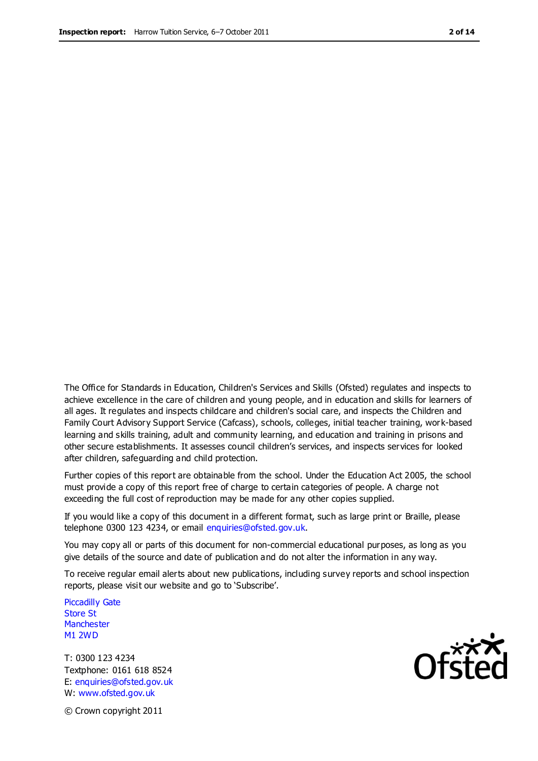The Office for Standards in Education, Children's Services and Skills (Ofsted) regulates and inspects to achieve excellence in the care of children and young people, and in education and skills for learners of all ages. It regulates and inspects childcare and children's social care, and inspects the Children and Family Court Advisory Support Service (Cafcass), schools, colleges, initial teacher training, work-based learning and skills training, adult and community learning, and education and training in prisons and other secure establishments. It assesses council children's services, and inspects services for looked after children, safeguarding and child protection.

Further copies of this report are obtainable from the school. Under the Education Act 2005, the school must provide a copy of this report free of charge to certain categories of people. A charge not exceeding the full cost of reproduction may be made for any other copies supplied.

If you would like a copy of this document in a different format, such as large print or Braille, please telephone 0300 123 4234, or email enquiries@ofsted.gov.uk.

You may copy all or parts of this document for non-commercial educational purposes, as long as you give details of the source and date of publication and do not alter the information in any way.

To receive regular email alerts about new publications, including survey reports and school inspection reports, please visit our website and go to 'Subscribe'.

Piccadilly Gate
Store St
Manchester
M1 2WD

T: 0300 123 4234
Textphone: 0161 618 8524
E: enquiries@ofsted.gov.uk
W: www.ofsted.gov.uk

© Crown copyright 2011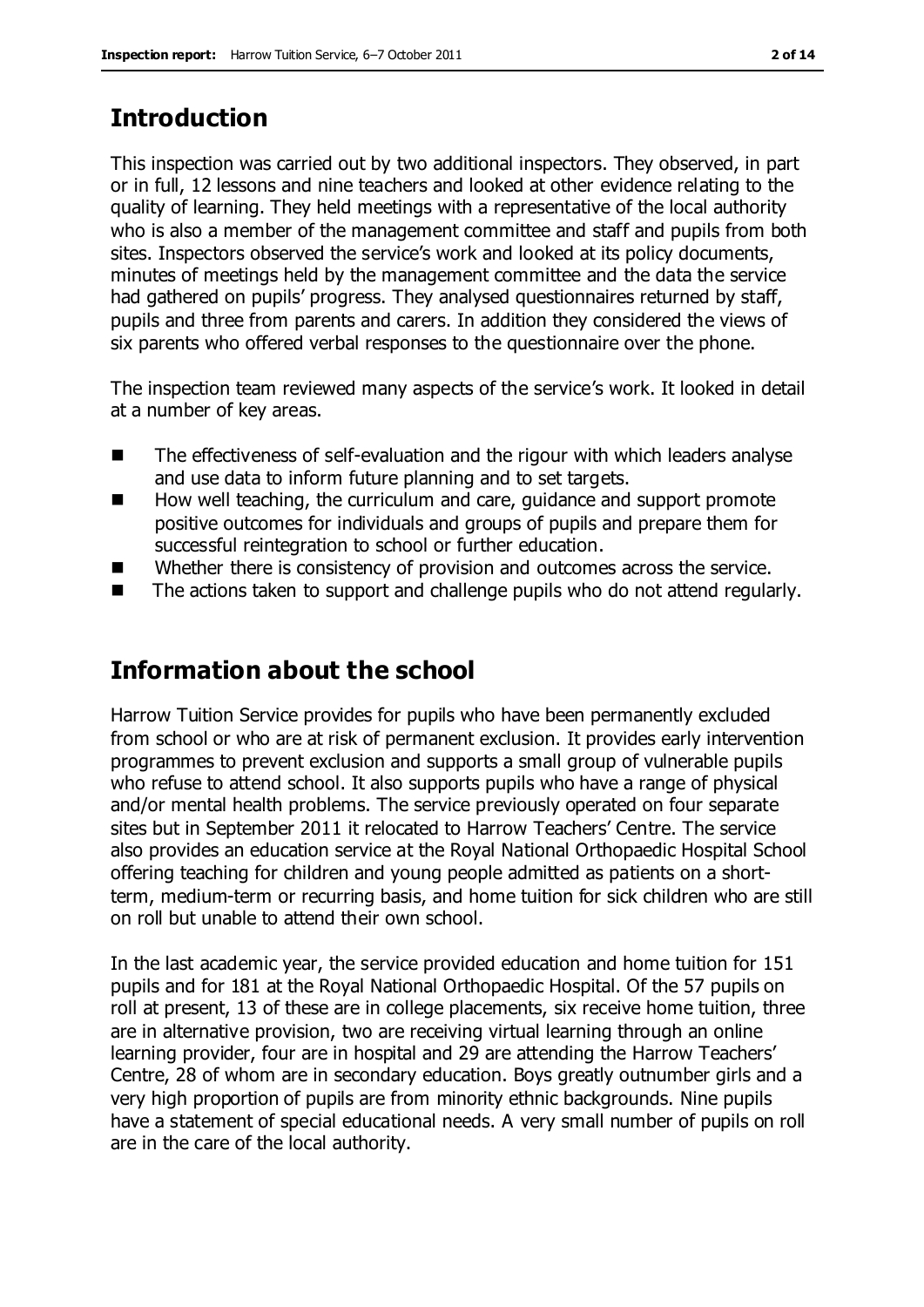## Introduction

This inspection was carried out by two additional inspectors. They observed, in part or in full, 12 lessons and nine teachers and looked at other evidence relating to the quality of learning. They held meetings with a representative of the local authority who is also a member of the management committee and staff and pupils from both sites. Inspectors observed the service's work and looked at its policy documents, minutes of meetings held by the management committee and the data the service had gathered on pupils' progress. They analysed questionnaires returned by staff, pupils and three from parents and carers. In addition they considered the views of six parents who offered verbal responses to the questionnaire over the phone.

The inspection team reviewed many aspects of the service's work. It looked in detail at a number of key areas.

- The effectiveness of self-evaluation and the rigour with which leaders analyse and use data to inform future planning and to set targets.
- How well teaching, the curriculum and care, guidance and support promote positive outcomes for individuals and groups of pupils and prepare them for successful reintegration to school or further education.
- Whether there is consistency of provision and outcomes across the service.
- The actions taken to support and challenge pupils who do not attend regularly.

## Information about the school

Harrow Tuition Service provides for pupils who have been permanently excluded from school or who are at risk of permanent exclusion. It provides early intervention programmes to prevent exclusion and supports a small group of vulnerable pupils who refuse to attend school. It also supports pupils who have a range of physical and/or mental health problems. The service previously operated on four separate sites but in September 2011 it relocated to Harrow Teachers' Centre. The service also provides an education service at the Royal National Orthopaedic Hospital School offering teaching for children and young people admitted as patients on a short-term, medium-term or recurring basis, and home tuition for sick children who are still on roll but unable to attend their own school.

In the last academic year, the service provided education and home tuition for 151 pupils and for 181 at the Royal National Orthopaedic Hospital. Of the 57 pupils on roll at present, 13 of these are in college placements, six receive home tuition, three are in alternative provision, two are receiving virtual learning through an online learning provider, four are in hospital and 29 are attending the Harrow Teachers' Centre, 28 of whom are in secondary education. Boys greatly outnumber girls and a very high proportion of pupils are from minority ethnic backgrounds. Nine pupils have a statement of special educational needs. A very small number of pupils on roll are in the care of the local authority.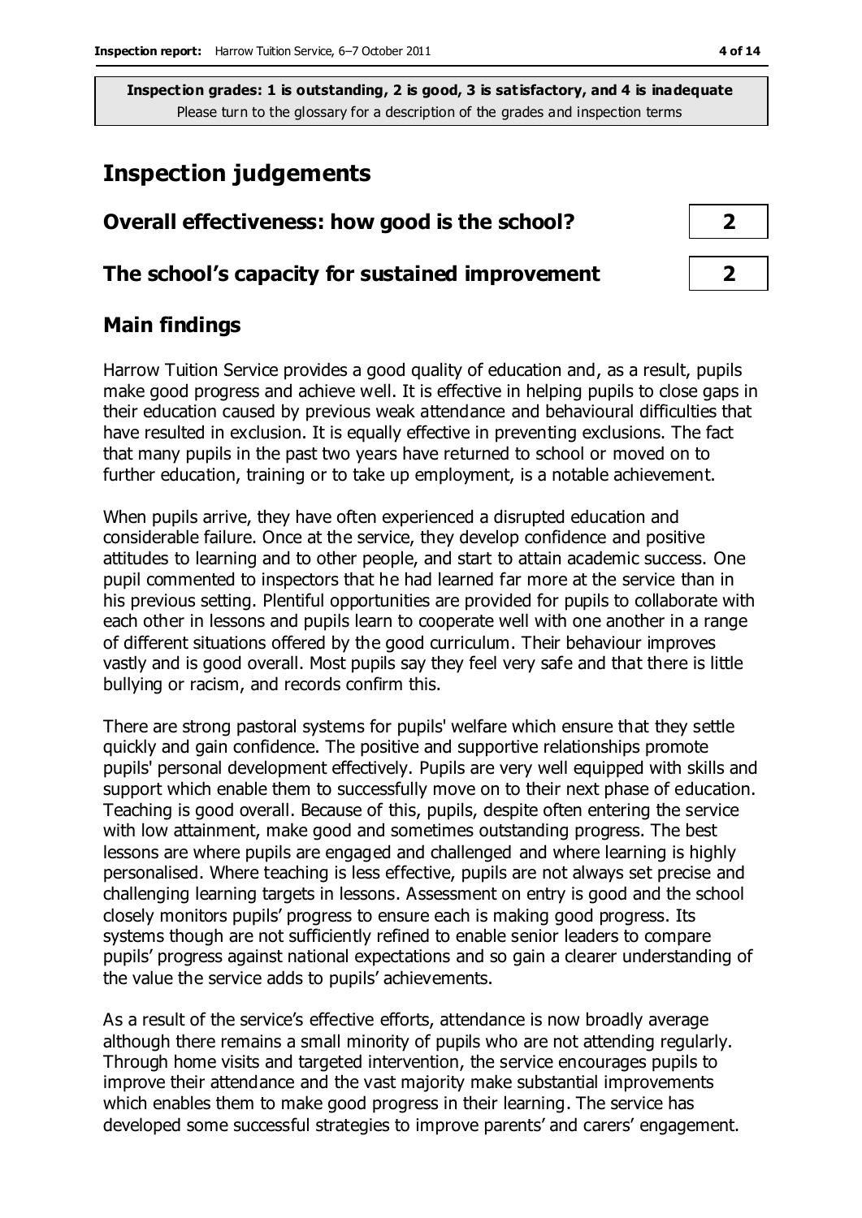**Inspection grades: 1 is outstanding, 2 is good, 3 is satisfactory, and 4 is inadequate**
Please turn to the glossary for a description of the grades and inspection terms

# Inspection judgements

| | |
|---|---|
| **Overall effectiveness: how good is the school?** | **2** |
| **The school's capacity for sustained improvement** | **2** |

## Main findings

Harrow Tuition Service provides a good quality of education and, as a result, pupils make good progress and achieve well. It is effective in helping pupils to close gaps in their education caused by previous weak attendance and behavioural difficulties that have resulted in exclusion. It is equally effective in preventing exclusions. The fact that many pupils in the past two years have returned to school or moved on to further education, training or to take up employment, is a notable achievement.

When pupils arrive, they have often experienced a disrupted education and considerable failure. Once at the service, they develop confidence and positive attitudes to learning and to other people, and start to attain academic success. One pupil commented to inspectors that he had learned far more at the service than in his previous setting. Plentiful opportunities are provided for pupils to collaborate with each other in lessons and pupils learn to cooperate well with one another in a range of different situations offered by the good curriculum. Their behaviour improves vastly and is good overall. Most pupils say they feel very safe and that there is little bullying or racism, and records confirm this.

There are strong pastoral systems for pupils' welfare which ensure that they settle quickly and gain confidence. The positive and supportive relationships promote pupils' personal development effectively. Pupils are very well equipped with skills and support which enable them to successfully move on to their next phase of education. Teaching is good overall. Because of this, pupils, despite often entering the service with low attainment, make good and sometimes outstanding progress. The best lessons are where pupils are engaged and challenged and where learning is highly personalised. Where teaching is less effective, pupils are not always set precise and challenging learning targets in lessons. Assessment on entry is good and the school closely monitors pupils' progress to ensure each is making good progress. Its systems though are not sufficiently refined to enable senior leaders to compare pupils' progress against national expectations and so gain a clearer understanding of the value the service adds to pupils' achievements.

As a result of the service's effective efforts, attendance is now broadly average although there remains a small minority of pupils who are not attending regularly. Through home visits and targeted intervention, the service encourages pupils to improve their attendance and the vast majority make substantial improvements which enables them to make good progress in their learning. The service has developed some successful strategies to improve parents' and carers' engagement.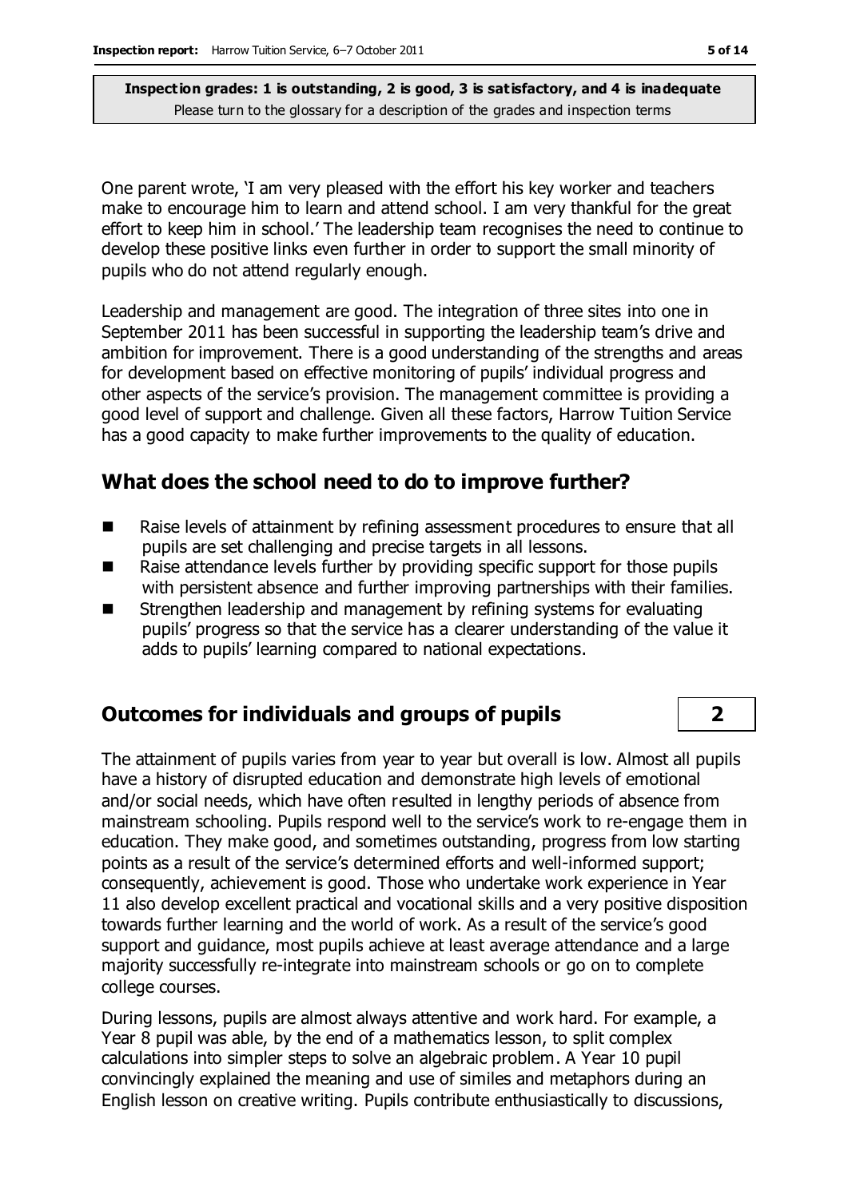**Inspection grades: 1 is outstanding, 2 is good, 3 is satisfactory, and 4 is inadequate**
Please turn to the glossary for a description of the grades and inspection terms

One parent wrote, 'I am very pleased with the effort his key worker and teachers make to encourage him to learn and attend school. I am very thankful for the great effort to keep him in school.' The leadership team recognises the need to continue to develop these positive links even further in order to support the small minority of pupils who do not attend regularly enough.

Leadership and management are good. The integration of three sites into one in September 2011 has been successful in supporting the leadership team's drive and ambition for improvement. There is a good understanding of the strengths and areas for development based on effective monitoring of pupils' individual progress and other aspects of the service's provision. The management committee is providing a good level of support and challenge. Given all these factors, Harrow Tuition Service has a good capacity to make further improvements to the quality of education.

## What does the school need to do to improve further?

- Raise levels of attainment by refining assessment procedures to ensure that all pupils are set challenging and precise targets in all lessons.
- Raise attendance levels further by providing specific support for those pupils with persistent absence and further improving partnerships with their families.
- Strengthen leadership and management by refining systems for evaluating pupils' progress so that the service has a clearer understanding of the value it adds to pupils' learning compared to national expectations.

## Outcomes for individuals and groups of pupils — 2

The attainment of pupils varies from year to year but overall is low. Almost all pupils have a history of disrupted education and demonstrate high levels of emotional and/or social needs, which have often resulted in lengthy periods of absence from mainstream schooling. Pupils respond well to the service's work to re-engage them in education. They make good, and sometimes outstanding, progress from low starting points as a result of the service's determined efforts and well-informed support; consequently, achievement is good. Those who undertake work experience in Year 11 also develop excellent practical and vocational skills and a very positive disposition towards further learning and the world of work. As a result of the service's good support and guidance, most pupils achieve at least average attendance and a large majority successfully re-integrate into mainstream schools or go on to complete college courses.

During lessons, pupils are almost always attentive and work hard. For example, a Year 8 pupil was able, by the end of a mathematics lesson, to split complex calculations into simpler steps to solve an algebraic problem. A Year 10 pupil convincingly explained the meaning and use of similes and metaphors during an English lesson on creative writing. Pupils contribute enthusiastically to discussions,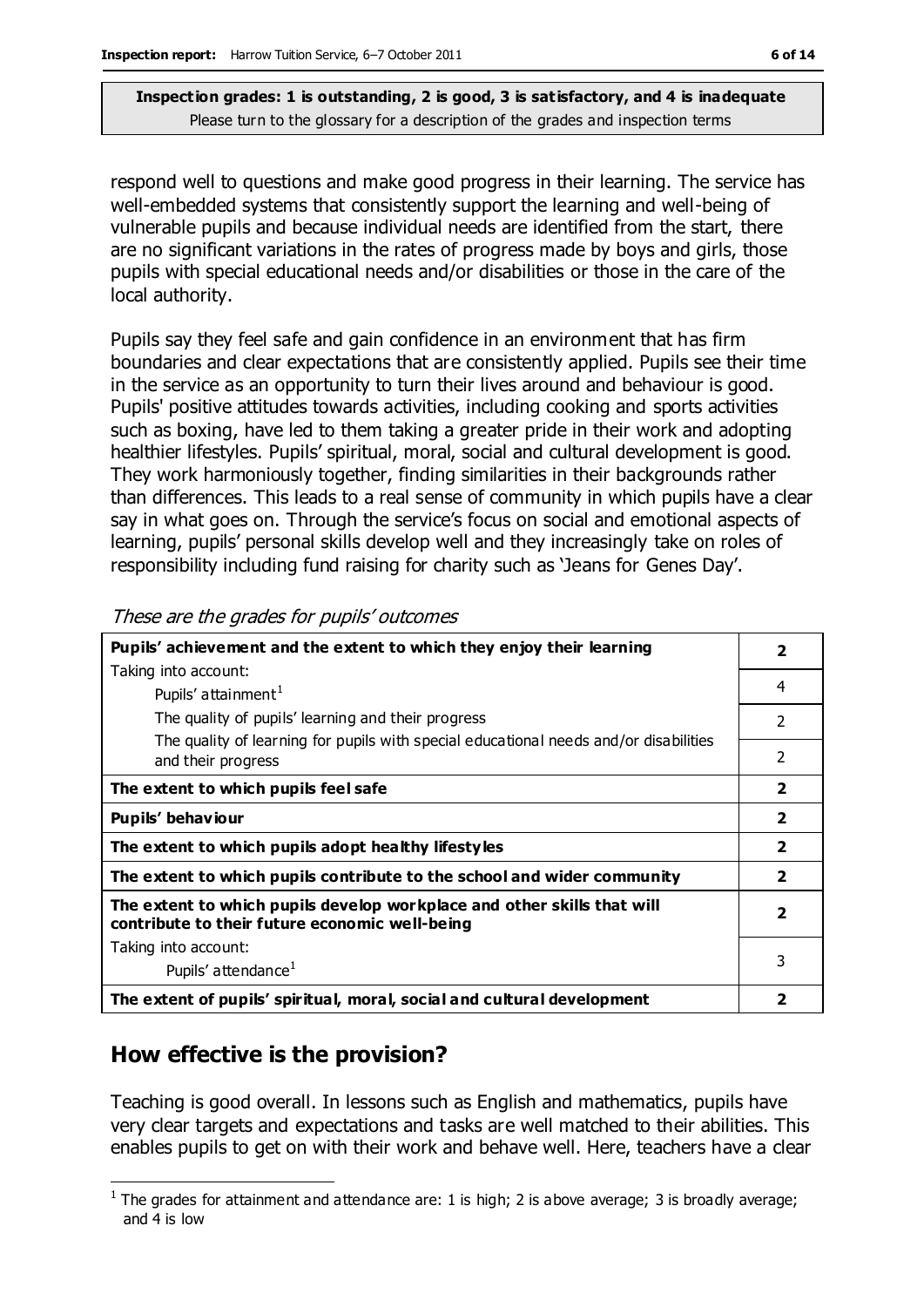**Inspection grades: 1 is outstanding, 2 is good, 3 is satisfactory, and 4 is inadequate**
Please turn to the glossary for a description of the grades and inspection terms

respond well to questions and make good progress in their learning. The service has well-embedded systems that consistently support the learning and well-being of vulnerable pupils and because individual needs are identified from the start, there are no significant variations in the rates of progress made by boys and girls, those pupils with special educational needs and/or disabilities or those in the care of the local authority.

Pupils say they feel safe and gain confidence in an environment that has firm boundaries and clear expectations that are consistently applied. Pupils see their time in the service as an opportunity to turn their lives around and behaviour is good. Pupils' positive attitudes towards activities, including cooking and sports activities such as boxing, have led to them taking a greater pride in their work and adopting healthier lifestyles. Pupils' spiritual, moral, social and cultural development is good. They work harmoniously together, finding similarities in their backgrounds rather than differences. This leads to a real sense of community in which pupils have a clear say in what goes on. Through the service's focus on social and emotional aspects of learning, pupils' personal skills develop well and they increasingly take on roles of responsibility including fund raising for charity such as 'Jeans for Genes Day'.

*These are the grades for pupils' outcomes*

| | |
|---|---|
| **Pupils' achievement and the extent to which they enjoy their learning** | **2** |
| Taking into account:<br>Pupils' attainment[1] | 4 |
| The quality of pupils' learning and their progress | 2 |
| The quality of learning for pupils with special educational needs and/or disabilities and their progress | 2 |
| **The extent to which pupils feel safe** | **2** |
| **Pupils' behaviour** | **2** |
| **The extent to which pupils adopt healthy lifestyles** | **2** |
| **The extent to which pupils contribute to the school and wider community** | **2** |
| **The extent to which pupils develop workplace and other skills that will contribute to their future economic well-being** | **2** |
| Taking into account:<br>Pupils' attendance[1] | 3 |
| **The extent of pupils' spiritual, moral, social and cultural development** | **2** |

## How effective is the provision?

Teaching is good overall. In lessons such as English and mathematics, pupils have very clear targets and expectations and tasks are well matched to their abilities. This enables pupils to get on with their work and behave well. Here, teachers have a clear

[1] The grades for attainment and attendance are: 1 is high; 2 is above average; 3 is broadly average; and 4 is low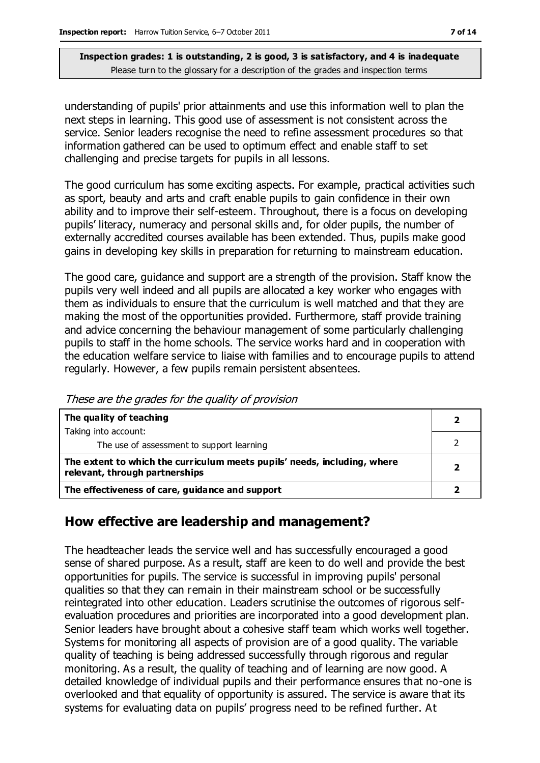**Inspection grades: 1 is outstanding, 2 is good, 3 is satisfactory, and 4 is inadequate**
Please turn to the glossary for a description of the grades and inspection terms

understanding of pupils' prior attainments and use this information well to plan the next steps in learning. This good use of assessment is not consistent across the service. Senior leaders recognise the need to refine assessment procedures so that information gathered can be used to optimum effect and enable staff to set challenging and precise targets for pupils in all lessons.

The good curriculum has some exciting aspects. For example, practical activities such as sport, beauty and arts and craft enable pupils to gain confidence in their own ability and to improve their self-esteem. Throughout, there is a focus on developing pupils' literacy, numeracy and personal skills and, for older pupils, the number of externally accredited courses available has been extended. Thus, pupils make good gains in developing key skills in preparation for returning to mainstream education.

The good care, guidance and support are a strength of the provision. Staff know the pupils very well indeed and all pupils are allocated a key worker who engages with them as individuals to ensure that the curriculum is well matched and that they are making the most of the opportunities provided. Furthermore, staff provide training and advice concerning the behaviour management of some particularly challenging pupils to staff in the home schools. The service works hard and in cooperation with the education welfare service to liaise with families and to encourage pupils to attend regularly. However, a few pupils remain persistent absentees.

*These are the grades for the quality of provision*

| | |
|---|---|
| **The quality of teaching** | **2** |
| Taking into account: | |
| The use of assessment to support learning | 2 |
| **The extent to which the curriculum meets pupils' needs, including, where relevant, through partnerships** | **2** |
| **The effectiveness of care, guidance and support** | **2** |

## How effective are leadership and management?

The headteacher leads the service well and has successfully encouraged a good sense of shared purpose. As a result, staff are keen to do well and provide the best opportunities for pupils. The service is successful in improving pupils' personal qualities so that they can remain in their mainstream school or be successfully reintegrated into other education. Leaders scrutinise the outcomes of rigorous self-evaluation procedures and priorities are incorporated into a good development plan. Senior leaders have brought about a cohesive staff team which works well together. Systems for monitoring all aspects of provision are of a good quality. The variable quality of teaching is being addressed successfully through rigorous and regular monitoring. As a result, the quality of teaching and of learning are now good. A detailed knowledge of individual pupils and their performance ensures that no-one is overlooked and that equality of opportunity is assured. The service is aware that its systems for evaluating data on pupils' progress need to be refined further. At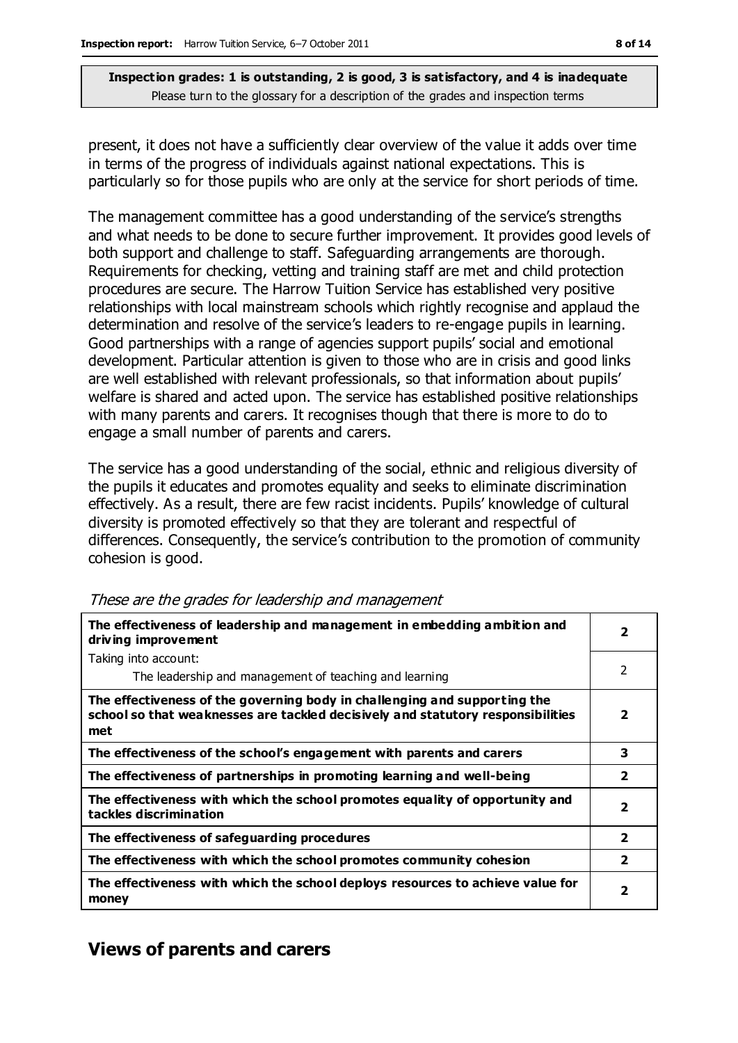**Inspection grades: 1 is outstanding, 2 is good, 3 is satisfactory, and 4 is inadequate**
Please turn to the glossary for a description of the grades and inspection terms

present, it does not have a sufficiently clear overview of the value it adds over time in terms of the progress of individuals against national expectations. This is particularly so for those pupils who are only at the service for short periods of time.

The management committee has a good understanding of the service's strengths and what needs to be done to secure further improvement. It provides good levels of both support and challenge to staff. Safeguarding arrangements are thorough. Requirements for checking, vetting and training staff are met and child protection procedures are secure. The Harrow Tuition Service has established very positive relationships with local mainstream schools which rightly recognise and applaud the determination and resolve of the service's leaders to re-engage pupils in learning. Good partnerships with a range of agencies support pupils' social and emotional development. Particular attention is given to those who are in crisis and good links are well established with relevant professionals, so that information about pupils' welfare is shared and acted upon. The service has established positive relationships with many parents and carers. It recognises though that there is more to do to engage a small number of parents and carers.

The service has a good understanding of the social, ethnic and religious diversity of the pupils it educates and promotes equality and seeks to eliminate discrimination effectively. As a result, there are few racist incidents. Pupils' knowledge of cultural diversity is promoted effectively so that they are tolerant and respectful of differences. Consequently, the service's contribution to the promotion of community cohesion is good.

*These are the grades for leadership and management*

| | |
|---|---|
| **The effectiveness of leadership and management in embedding ambition and driving improvement** | **2** |
| Taking into account: The leadership and management of teaching and learning | 2 |
| **The effectiveness of the governing body in challenging and supporting the school so that weaknesses are tackled decisively and statutory responsibilities met** | **2** |
| **The effectiveness of the school's engagement with parents and carers** | **3** |
| **The effectiveness of partnerships in promoting learning and well-being** | **2** |
| **The effectiveness with which the school promotes equality of opportunity and tackles discrimination** | **2** |
| **The effectiveness of safeguarding procedures** | **2** |
| **The effectiveness with which the school promotes community cohesion** | **2** |
| **The effectiveness with which the school deploys resources to achieve value for money** | **2** |

## Views of parents and carers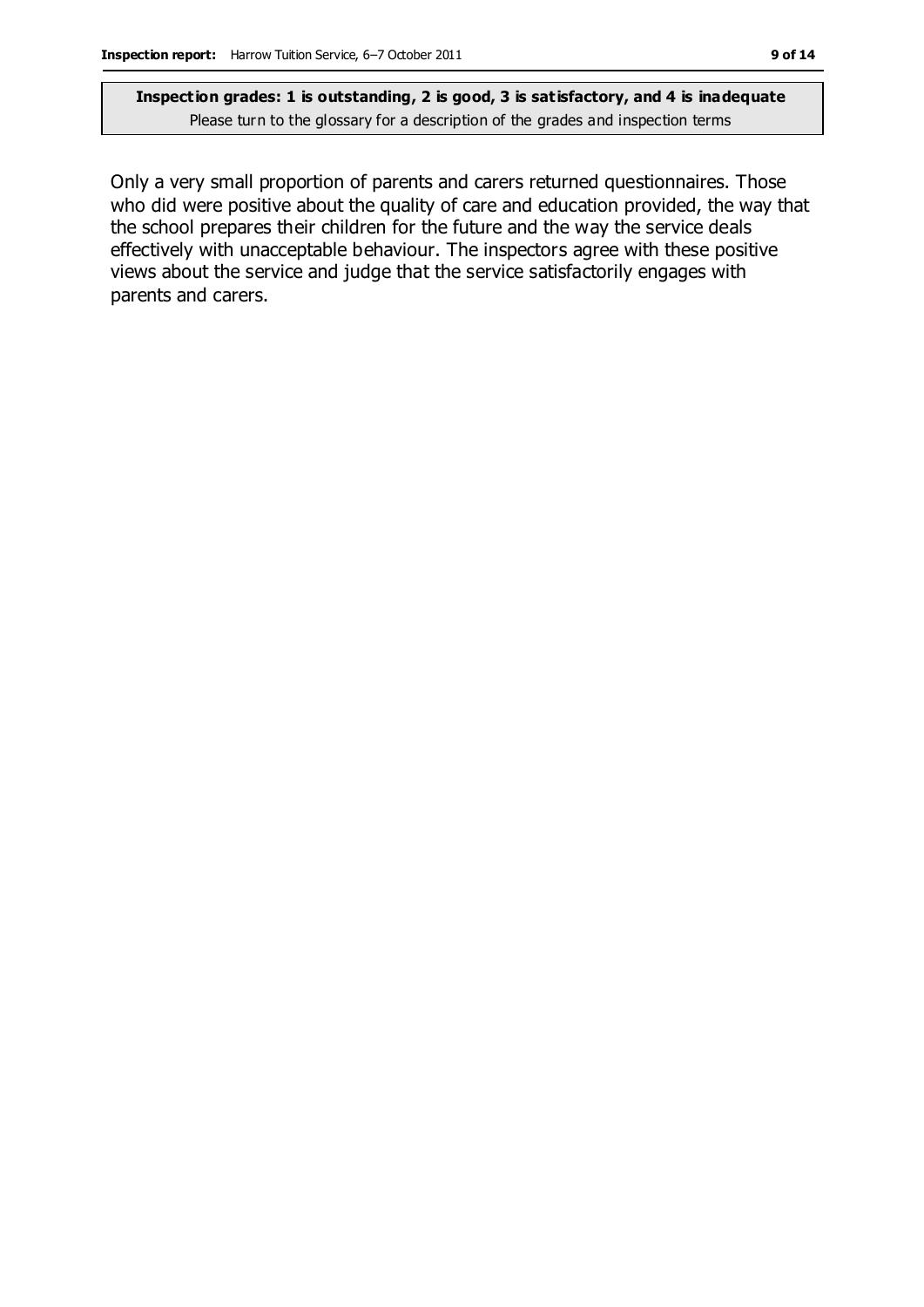Only a very small proportion of parents and carers returned questionnaires. Those who did were positive about the quality of care and education provided, the way that the school prepares their children for the future and the way the service deals effectively with unacceptable behaviour. The inspectors agree with these positive views about the service and judge that the service satisfactorily engages with parents and carers.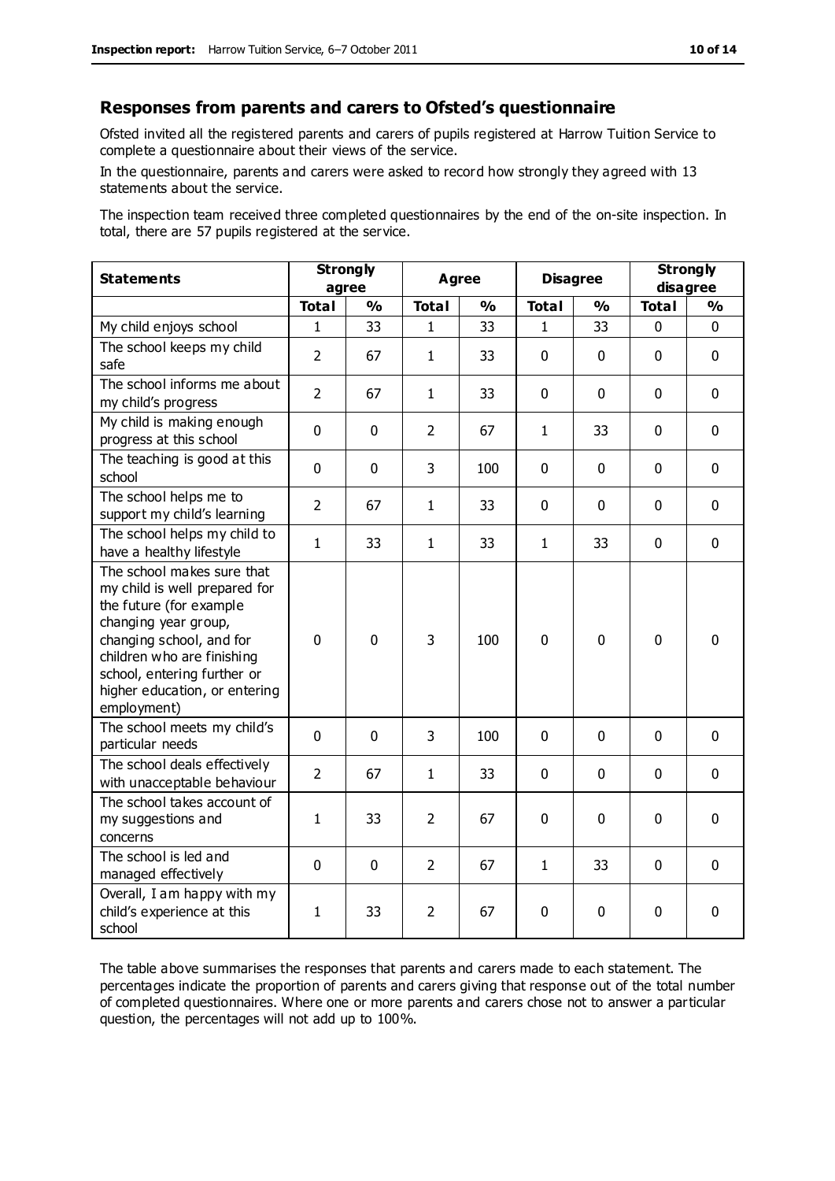## Responses from parents and carers to Ofsted's questionnaire

Ofsted invited all the registered parents and carers of pupils registered at Harrow Tuition Service to complete a questionnaire about their views of the service.

In the questionnaire, parents and carers were asked to record how strongly they agreed with 13 statements about the service.

The inspection team received three completed questionnaires by the end of the on-site inspection. In total, there are 57 pupils registered at the service.

| Statements | Strongly agree | | Agree | | Disagree | | Strongly disagree | |
|---|---|---|---|---|---|---|---|---|
| | Total | % | Total | % | Total | % | Total | % |
| My child enjoys school | 1 | 33 | 1 | 33 | 1 | 33 | 0 | 0 |
| The school keeps my child safe | 2 | 67 | 1 | 33 | 0 | 0 | 0 | 0 |
| The school informs me about my child's progress | 2 | 67 | 1 | 33 | 0 | 0 | 0 | 0 |
| My child is making enough progress at this school | 0 | 0 | 2 | 67 | 1 | 33 | 0 | 0 |
| The teaching is good at this school | 0 | 0 | 3 | 100 | 0 | 0 | 0 | 0 |
| The school helps me to support my child's learning | 2 | 67 | 1 | 33 | 0 | 0 | 0 | 0 |
| The school helps my child to have a healthy lifestyle | 1 | 33 | 1 | 33 | 1 | 33 | 0 | 0 |
| The school makes sure that my child is well prepared for the future (for example changing year group, changing school, and for children who are finishing school, entering further or higher education, or entering employment) | 0 | 0 | 3 | 100 | 0 | 0 | 0 | 0 |
| The school meets my child's particular needs | 0 | 0 | 3 | 100 | 0 | 0 | 0 | 0 |
| The school deals effectively with unacceptable behaviour | 2 | 67 | 1 | 33 | 0 | 0 | 0 | 0 |
| The school takes account of my suggestions and concerns | 1 | 33 | 2 | 67 | 0 | 0 | 0 | 0 |
| The school is led and managed effectively | 0 | 0 | 2 | 67 | 1 | 33 | 0 | 0 |
| Overall, I am happy with my child's experience at this school | 1 | 33 | 2 | 67 | 0 | 0 | 0 | 0 |

The table above summarises the responses that parents and carers made to each statement. The percentages indicate the proportion of parents and carers giving that response out of the total number of completed questionnaires. Where one or more parents and carers chose not to answer a particular question, the percentages will not add up to 100%.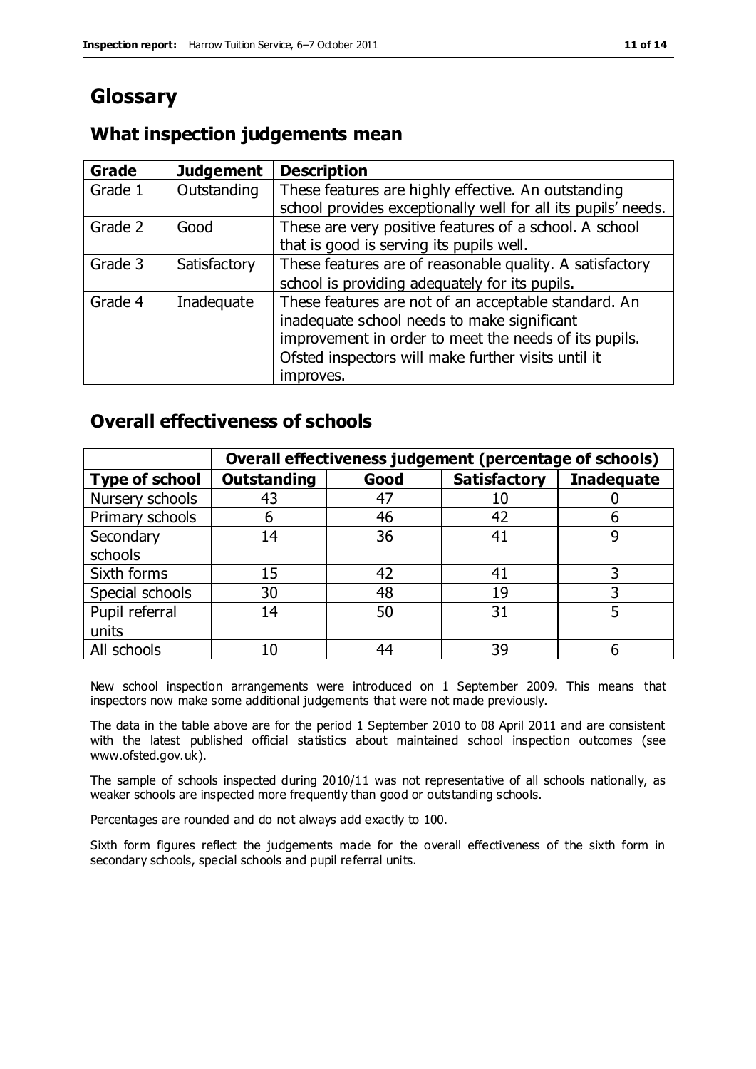# Glossary

## What inspection judgements mean

| Grade | Judgement | Description |
|---|---|---|
| Grade 1 | Outstanding | These features are highly effective. An outstanding school provides exceptionally well for all its pupils' needs. |
| Grade 2 | Good | These are very positive features of a school. A school that is good is serving its pupils well. |
| Grade 3 | Satisfactory | These features are of reasonable quality. A satisfactory school is providing adequately for its pupils. |
| Grade 4 | Inadequate | These features are not of an acceptable standard. An inadequate school needs to make significant improvement in order to meet the needs of its pupils. Ofsted inspectors will make further visits until it improves. |

## Overall effectiveness of schools

| | Overall effectiveness judgement (percentage of schools) | | | |
|---|---|---|---|---|
| **Type of school** | **Outstanding** | **Good** | **Satisfactory** | **Inadequate** |
| Nursery schools | 43 | 47 | 10 | 0 |
| Primary schools | 6 | 46 | 42 | 6 |
| Secondary schools | 14 | 36 | 41 | 9 |
| Sixth forms | 15 | 42 | 41 | 3 |
| Special schools | 30 | 48 | 19 | 3 |
| Pupil referral units | 14 | 50 | 31 | 5 |
| All schools | 10 | 44 | 39 | 6 |

New school inspection arrangements were introduced on 1 September 2009. This means that inspectors now make some additional judgements that were not made previously.

The data in the table above are for the period 1 September 2010 to 08 April 2011 and are consistent with the latest published official statistics about maintained school inspection outcomes (see www.ofsted.gov.uk).

The sample of schools inspected during 2010/11 was not representative of all schools nationally, as weaker schools are inspected more frequently than good or outstanding schools.

Percentages are rounded and do not always add exactly to 100.

Sixth form figures reflect the judgements made for the overall effectiveness of the sixth form in secondary schools, special schools and pupil referral units.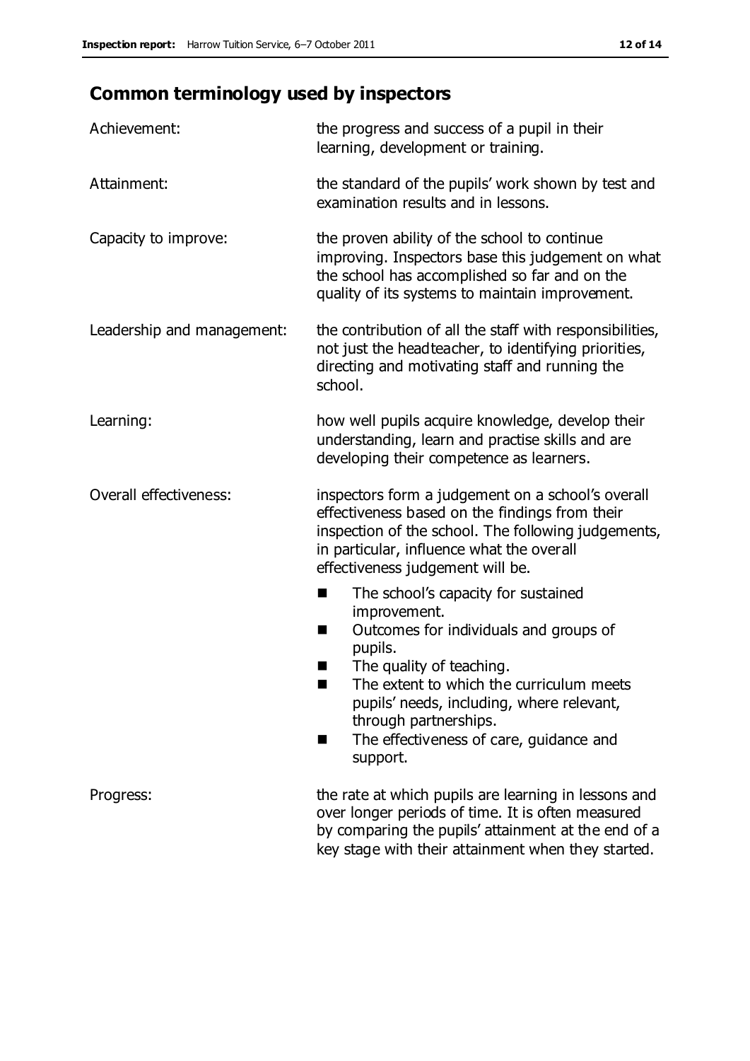## Common terminology used by inspectors

**Achievement:** the progress and success of a pupil in their learning, development or training.

**Attainment:** the standard of the pupils' work shown by test and examination results and in lessons.

**Capacity to improve:** the proven ability of the school to continue improving. Inspectors base this judgement on what the school has accomplished so far and on the quality of its systems to maintain improvement.

**Leadership and management:** the contribution of all the staff with responsibilities, not just the headteacher, to identifying priorities, directing and motivating staff and running the school.

**Learning:** how well pupils acquire knowledge, develop their understanding, learn and practise skills and are developing their competence as learners.

**Overall effectiveness:** inspectors form a judgement on a school's overall effectiveness based on the findings from their inspection of the school. The following judgements, in particular, influence what the overall effectiveness judgement will be.

- The school's capacity for sustained improvement.
- Outcomes for individuals and groups of pupils.
- The quality of teaching.
- The extent to which the curriculum meets pupils' needs, including, where relevant, through partnerships.
- The effectiveness of care, guidance and support.

**Progress:** the rate at which pupils are learning in lessons and over longer periods of time. It is often measured by comparing the pupils' attainment at the end of a key stage with their attainment when they started.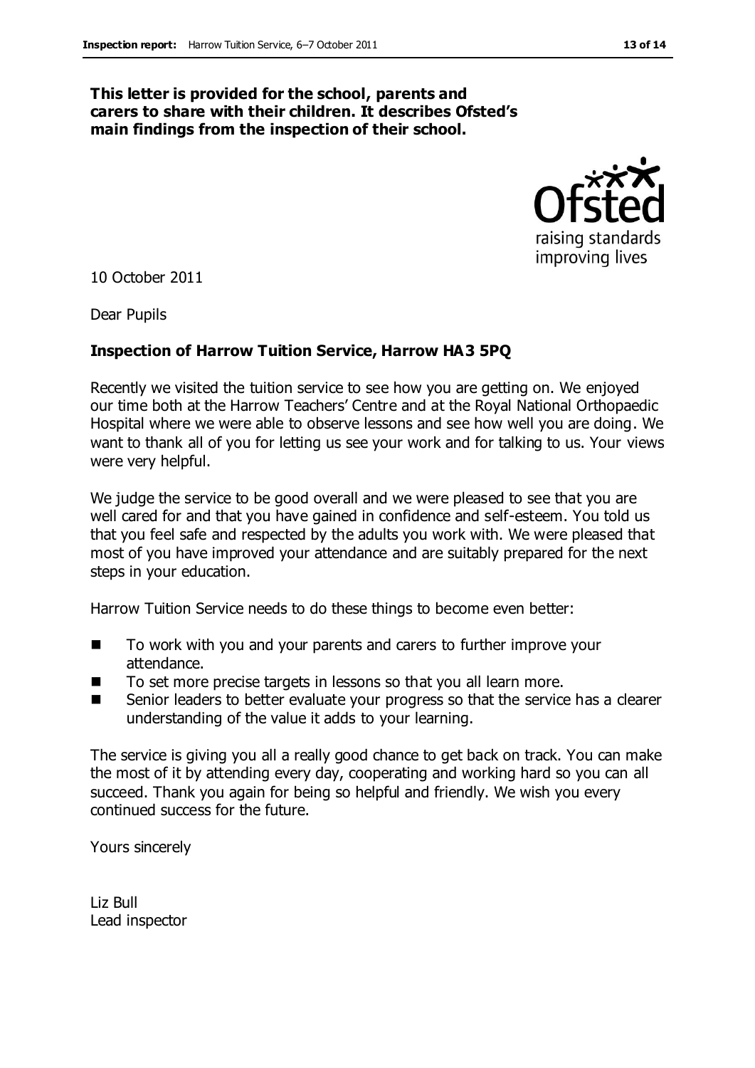**This letter is provided for the school, parents and carers to share with their children. It describes Ofsted's main findings from the inspection of their school.**

10 October 2011

Dear Pupils

**Inspection of Harrow Tuition Service, Harrow HA3 5PQ**

Recently we visited the tuition service to see how you are getting on. We enjoyed our time both at the Harrow Teachers' Centre and at the Royal National Orthopaedic Hospital where we were able to observe lessons and see how well you are doing. We want to thank all of you for letting us see your work and for talking to us. Your views were very helpful.

We judge the service to be good overall and we were pleased to see that you are well cared for and that you have gained in confidence and self-esteem. You told us that you feel safe and respected by the adults you work with. We were pleased that most of you have improved your attendance and are suitably prepared for the next steps in your education.

Harrow Tuition Service needs to do these things to become even better:

- To work with you and your parents and carers to further improve your attendance.
- To set more precise targets in lessons so that you all learn more.
- Senior leaders to better evaluate your progress so that the service has a clearer understanding of the value it adds to your learning.

The service is giving you all a really good chance to get back on track. You can make the most of it by attending every day, cooperating and working hard so you can all succeed. Thank you again for being so helpful and friendly. We wish you every continued success for the future.

Yours sincerely

Liz Bull
Lead inspector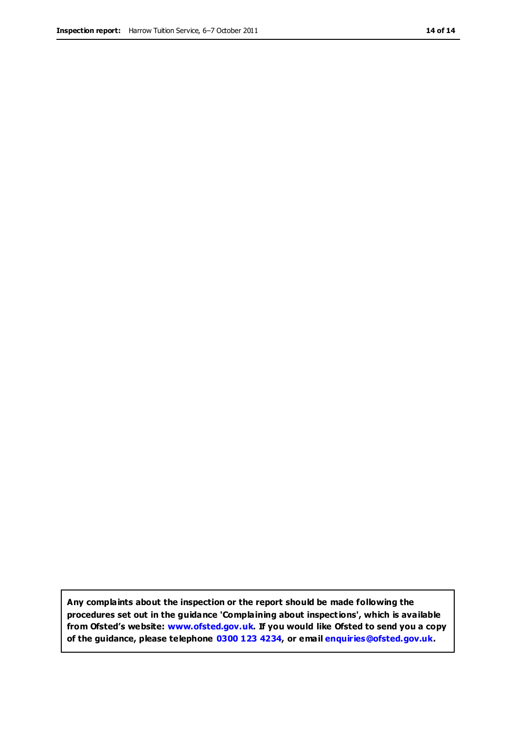**Any complaints about the inspection or the report should be made following the procedures set out in the guidance 'Complaining about inspections', which is available from Ofsted's website: www.ofsted.gov.uk. If you would like Ofsted to send you a copy of the guidance, please telephone 0300 123 4234, or email enquiries@ofsted.gov.uk.**